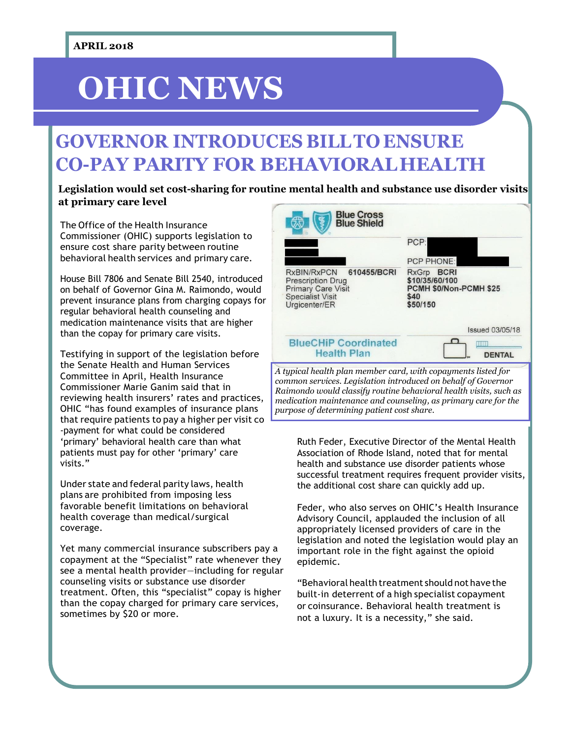APRIL 2018

# OHIC NEWS

## GOVERNOR INTRODUCES BILL TO ENSURE CO-PAY PARITY FOR BEHAVIORAL HEALTH

**Legislation would set cost-sharing for routine mental health and substance use disorder visits at primary care level**

The Office of the Health Insurance Commissioner (OHIC) supports legislation to ensure cost share parity between routine behavioral health services and primary care.

House Bill 7806 and Senate Bill 2540, introduced on behalf of Governor Gina M. Raimondo, would prevent insurance plans from charging copays for regular behavioral health counseling and medication maintenance visits that are higher than the copay for primary care visits.

Testifying in support of the legislation before the Senate Health and Human Services Committee in April, Health Insurance Commissioner Marie Ganim said that in reviewing health insurers' rates and practices, OHIC "has found examples of insurance plans that require patients to pay a higher per visit co-payment for what could be considered 'primary' behavioral health care than what patients must pay for other 'primary' care visits."

Under state and federal parity laws, health plans are prohibited from imposing less favorable benefit limitations on behavioral health coverage than medical/surgical coverage.

Yet many commercial insurance subscribers pay a copayment at the "Specialist" rate whenever they see a mental health provider—including for regular counseling visits or substance use disorder treatment. Often, this "specialist" copay is higher than the copay charged for primary care services, sometimes by $20 or more.

*A typical health plan member card, with copayments listed for common services. Legislation introduced on behalf of Governor Raimondo would classify routine behavioral health visits, such as medication maintenance and counseling, as primary care for the purpose of determining patient cost share.*

Ruth Feder, Executive Director of the Mental Health Association of Rhode Island, noted that for mental health and substance use disorder patients whose successful treatment requires frequent provider visits, the additional cost share can quickly add up.

Feder, who also serves on OHIC's Health Insurance Advisory Council, applauded the inclusion of all appropriately licensed providers of care in the legislation and noted the legislation would play an important role in the fight against the opioid epidemic.

"Behavioral health treatment should not have the built-in deterrent of a high specialist copayment or coinsurance. Behavioral health treatment is not a luxury. It is a necessity," she said.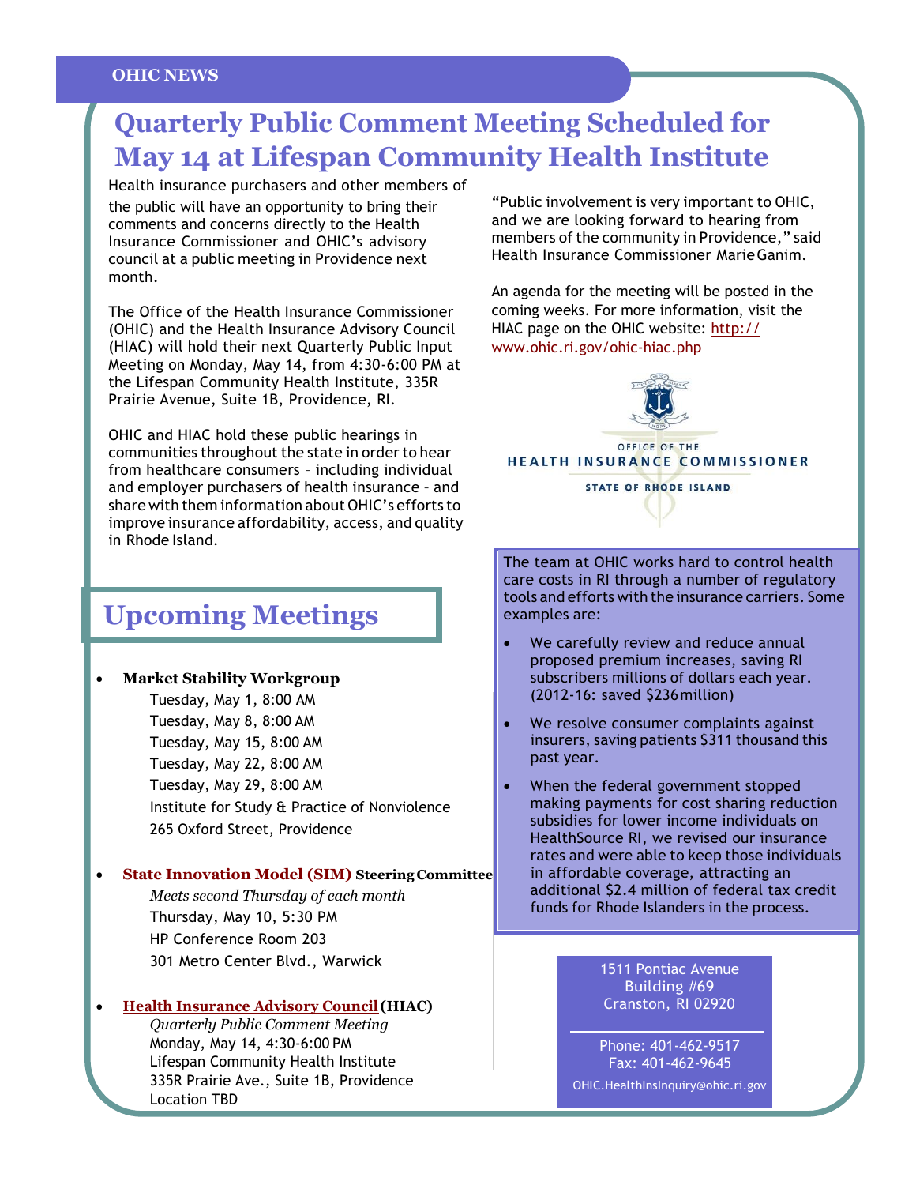OHIC NEWS

# Quarterly Public Comment Meeting Scheduled for May 14 at Lifespan Community Health Institute

Health insurance purchasers and other members of the public will have an opportunity to bring their comments and concerns directly to the Health Insurance Commissioner and OHIC's advisory council at a public meeting in Providence next month.

The Office of the Health Insurance Commissioner (OHIC) and the Health Insurance Advisory Council (HIAC) will hold their next Quarterly Public Input Meeting on Monday, May 14, from 4:30-6:00 PM at the Lifespan Community Health Institute, 335R Prairie Avenue, Suite 1B, Providence, RI.

OHIC and HIAC hold these public hearings in communities throughout the state in order to hear from healthcare consumers – including individual and employer purchasers of health insurance – and share with them information about OHIC's efforts to improve insurance affordability, access, and quality in Rhode Island.

"Public involvement is very important to OHIC, and we are looking forward to hearing from members of the community in Providence," said Health Insurance Commissioner Marie Ganim.

An agenda for the meeting will be posted in the coming weeks. For more information, visit the HIAC page on the OHIC website: http://www.ohic.ri.gov/ohic-hiac.php

OFFICE OF THE HEALTH INSURANCE COMMISSIONER
STATE OF RHODE ISLAND

The team at OHIC works hard to control health care costs in RI through a number of regulatory tools and efforts with the insurance carriers. Some examples are:

- We carefully review and reduce annual proposed premium increases, saving RI subscribers millions of dollars each year. (2012-16: saved $236 million)
- We resolve consumer complaints against insurers, saving patients $311 thousand this past year.
- When the federal government stopped making payments for cost sharing reduction subsidies for lower income individuals on HealthSource RI, we revised our insurance rates and were able to keep those individuals in affordable coverage, attracting an additional $2.4 million of federal tax credit funds for Rhode Islanders in the process.

## Upcoming Meetings

- **Market Stability Workgroup**
  Tuesday, May 1, 8:00 AM
  Tuesday, May 8, 8:00 AM
  Tuesday, May 15, 8:00 AM
  Tuesday, May 22, 8:00 AM
  Tuesday, May 29, 8:00 AM
  Institute for Study & Practice of Nonviolence
  265 Oxford Street, Providence

- **State Innovation Model (SIM) Steering Committee**
  *Meets second Thursday of each month*
  Thursday, May 10, 5:30 PM
  HP Conference Room 203
  301 Metro Center Blvd., Warwick

- **Health Insurance Advisory Council (HIAC)**
  *Quarterly Public Comment Meeting*
  Monday, May 14, 4:30-6:00 PM
  Lifespan Community Health Institute
  335R Prairie Ave., Suite 1B, Providence
  Location TBD

1511 Pontiac Avenue
Building #69
Cranston, RI 02920

Phone: 401-462-9517
Fax: 401-462-9645
OHIC.HealthInsInquiry@ohic.ri.gov